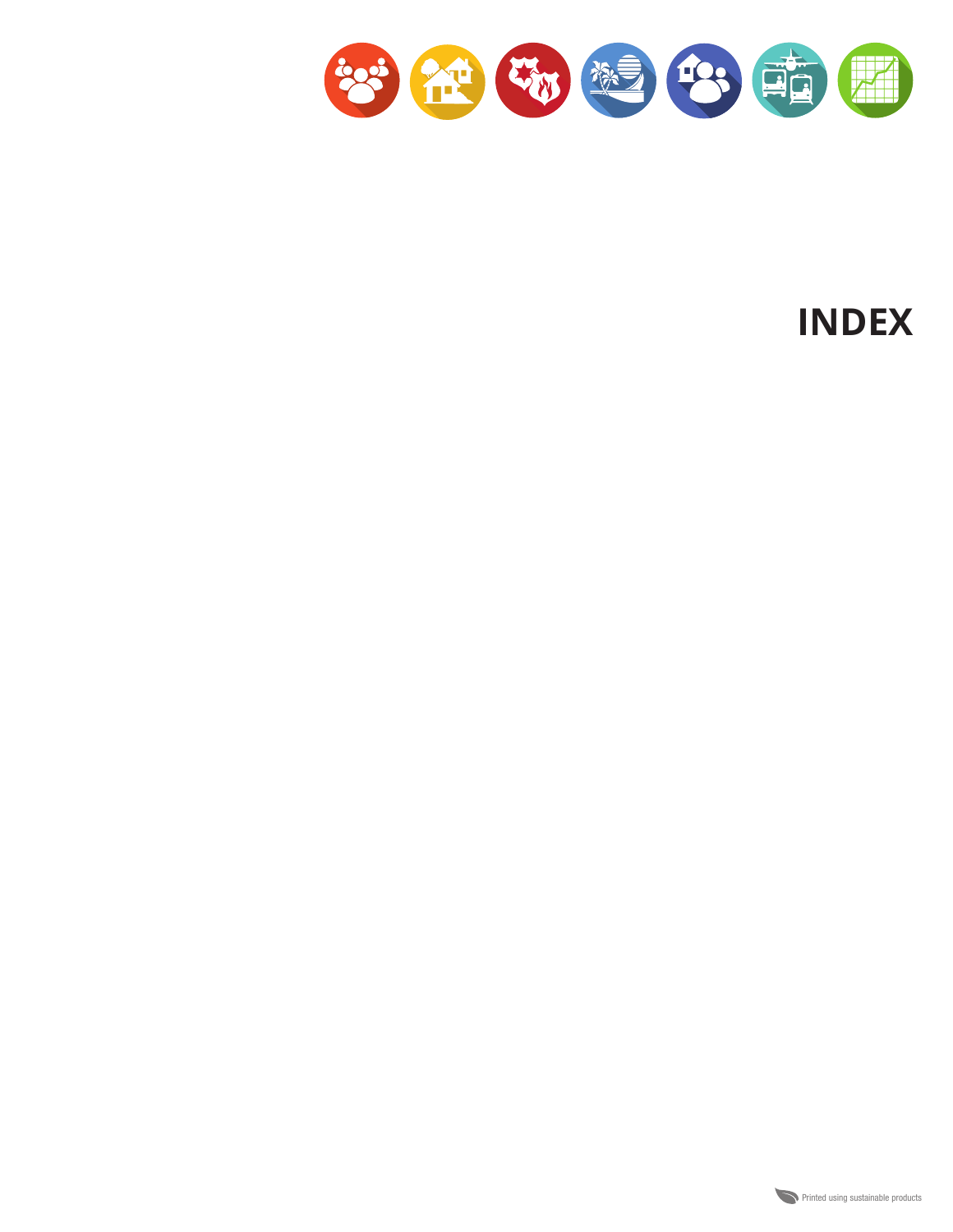# INDEX

Printed using sustainable products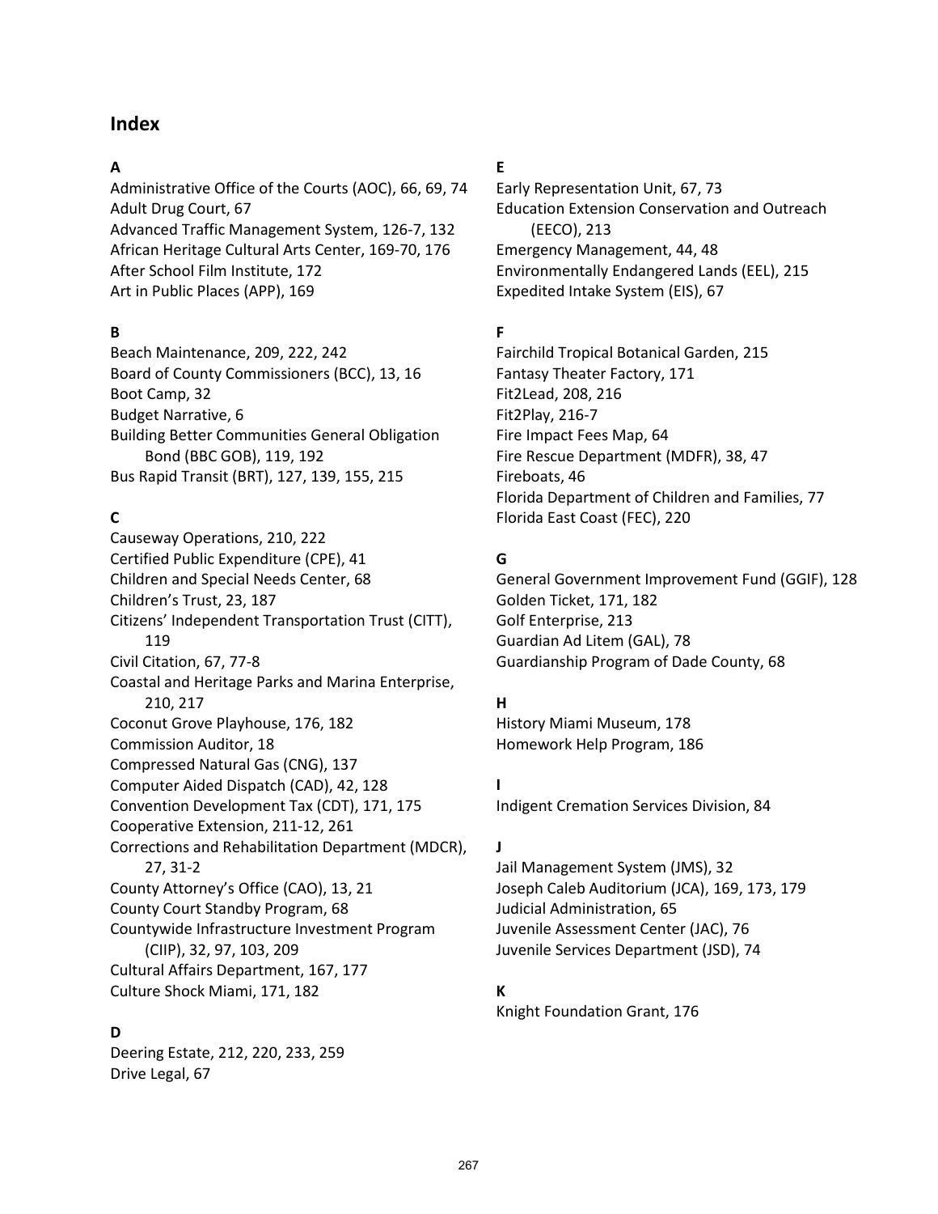# Index

**A**

Administrative Office of the Courts (AOC), 66, 69, 74
Adult Drug Court, 67
Advanced Traffic Management System, 126-7, 132
African Heritage Cultural Arts Center, 169-70, 176
After School Film Institute, 172
Art in Public Places (APP), 169

**B**

Beach Maintenance, 209, 222, 242
Board of County Commissioners (BCC), 13, 16
Boot Camp, 32
Budget Narrative, 6
Building Better Communities General Obligation Bond (BBC GOB), 119, 192
Bus Rapid Transit (BRT), 127, 139, 155, 215

**C**

Causeway Operations, 210, 222
Certified Public Expenditure (CPE), 41
Children and Special Needs Center, 68
Children's Trust, 23, 187
Citizens' Independent Transportation Trust (CITT), 119
Civil Citation, 67, 77-8
Coastal and Heritage Parks and Marina Enterprise, 210, 217
Coconut Grove Playhouse, 176, 182
Commission Auditor, 18
Compressed Natural Gas (CNG), 137
Computer Aided Dispatch (CAD), 42, 128
Convention Development Tax (CDT), 171, 175
Cooperative Extension, 211-12, 261
Corrections and Rehabilitation Department (MDCR), 27, 31-2
County Attorney's Office (CAO), 13, 21
County Court Standby Program, 68
Countywide Infrastructure Investment Program (CIIP), 32, 97, 103, 209
Cultural Affairs Department, 167, 177
Culture Shock Miami, 171, 182

**D**

Deering Estate, 212, 220, 233, 259
Drive Legal, 67

**E**

Early Representation Unit, 67, 73
Education Extension Conservation and Outreach (EECO), 213
Emergency Management, 44, 48
Environmentally Endangered Lands (EEL), 215
Expedited Intake System (EIS), 67

**F**

Fairchild Tropical Botanical Garden, 215
Fantasy Theater Factory, 171
Fit2Lead, 208, 216
Fit2Play, 216-7
Fire Impact Fees Map, 64
Fire Rescue Department (MDFR), 38, 47
Fireboats, 46
Florida Department of Children and Families, 77
Florida East Coast (FEC), 220

**G**

General Government Improvement Fund (GGIF), 128
Golden Ticket, 171, 182
Golf Enterprise, 213
Guardian Ad Litem (GAL), 78
Guardianship Program of Dade County, 68

**H**

History Miami Museum, 178
Homework Help Program, 186

**I**

Indigent Cremation Services Division, 84

**J**

Jail Management System (JMS), 32
Joseph Caleb Auditorium (JCA), 169, 173, 179
Judicial Administration, 65
Juvenile Assessment Center (JAC), 76
Juvenile Services Department (JSD), 74

**K**

Knight Foundation Grant, 176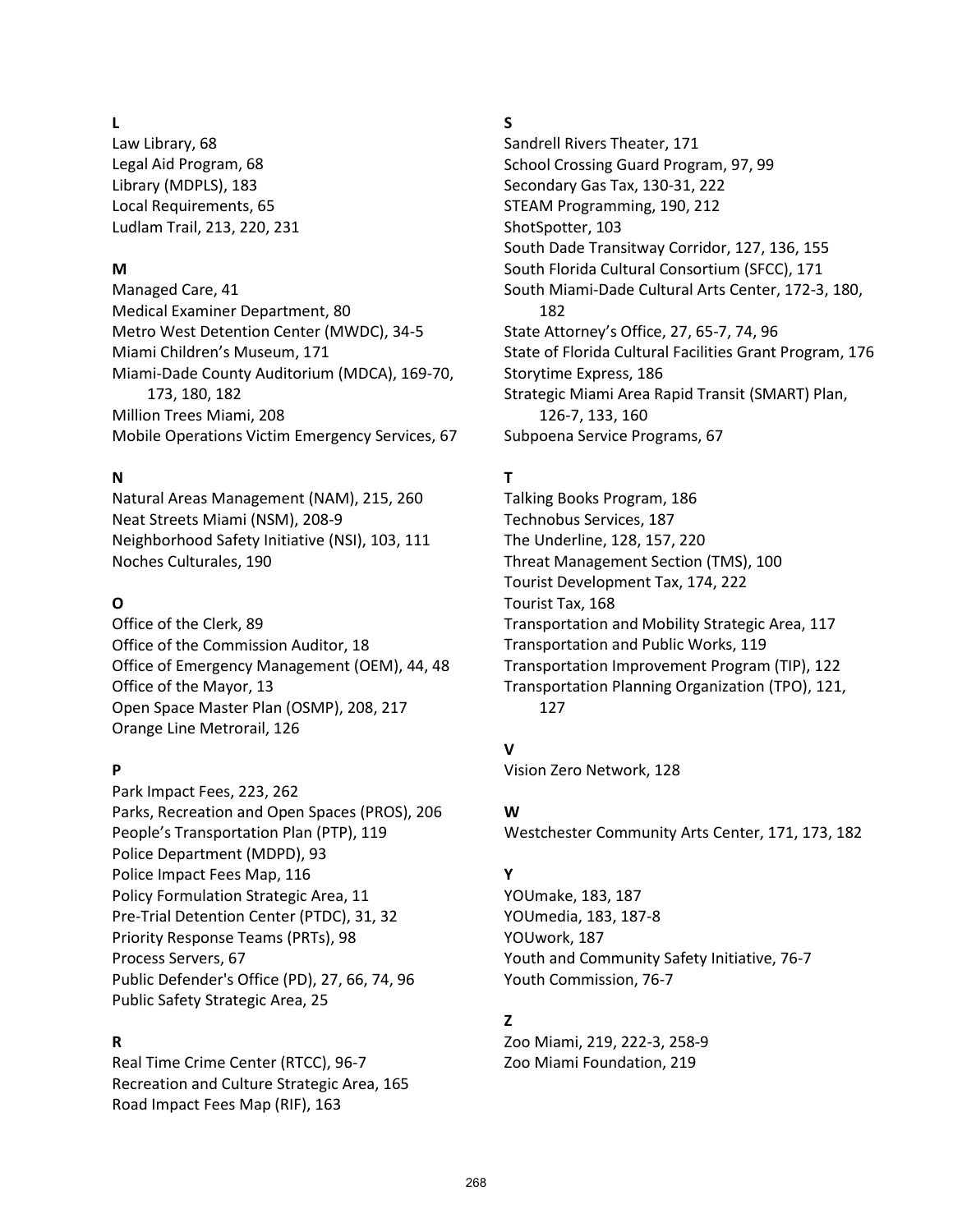**L**

Law Library, 68
Legal Aid Program, 68
Library (MDPLS), 183
Local Requirements, 65
Ludlam Trail, 213, 220, 231

**M**

Managed Care, 41
Medical Examiner Department, 80
Metro West Detention Center (MWDC), 34-5
Miami Children's Museum, 171
Miami-Dade County Auditorium (MDCA), 169-70, 173, 180, 182
Million Trees Miami, 208
Mobile Operations Victim Emergency Services, 67

**N**

Natural Areas Management (NAM), 215, 260
Neat Streets Miami (NSM), 208-9
Neighborhood Safety Initiative (NSI), 103, 111
Noches Culturales, 190

**O**

Office of the Clerk, 89
Office of the Commission Auditor, 18
Office of Emergency Management (OEM), 44, 48
Office of the Mayor, 13
Open Space Master Plan (OSMP), 208, 217
Orange Line Metrorail, 126

**P**

Park Impact Fees, 223, 262
Parks, Recreation and Open Spaces (PROS), 206
People's Transportation Plan (PTP), 119
Police Department (MDPD), 93
Police Impact Fees Map, 116
Policy Formulation Strategic Area, 11
Pre-Trial Detention Center (PTDC), 31, 32
Priority Response Teams (PRTs), 98
Process Servers, 67
Public Defender's Office (PD), 27, 66, 74, 96
Public Safety Strategic Area, 25

**R**

Real Time Crime Center (RTCC), 96-7
Recreation and Culture Strategic Area, 165
Road Impact Fees Map (RIF), 163

**S**

Sandrell Rivers Theater, 171
School Crossing Guard Program, 97, 99
Secondary Gas Tax, 130-31, 222
STEAM Programming, 190, 212
ShotSpotter, 103
South Dade Transitway Corridor, 127, 136, 155
South Florida Cultural Consortium (SFCC), 171
South Miami-Dade Cultural Arts Center, 172-3, 180, 182
State Attorney's Office, 27, 65-7, 74, 96
State of Florida Cultural Facilities Grant Program, 176
Storytime Express, 186
Strategic Miami Area Rapid Transit (SMART) Plan, 126-7, 133, 160
Subpoena Service Programs, 67

**T**

Talking Books Program, 186
Technobus Services, 187
The Underline, 128, 157, 220
Threat Management Section (TMS), 100
Tourist Development Tax, 174, 222
Tourist Tax, 168
Transportation and Mobility Strategic Area, 117
Transportation and Public Works, 119
Transportation Improvement Program (TIP), 122
Transportation Planning Organization (TPO), 121, 127

**V**

Vision Zero Network, 128

**W**

Westchester Community Arts Center, 171, 173, 182

**Y**

YOUmake, 183, 187
YOUmedia, 183, 187-8
YOUwork, 187
Youth and Community Safety Initiative, 76-7
Youth Commission, 76-7

**Z**

Zoo Miami, 219, 222-3, 258-9
Zoo Miami Foundation, 219